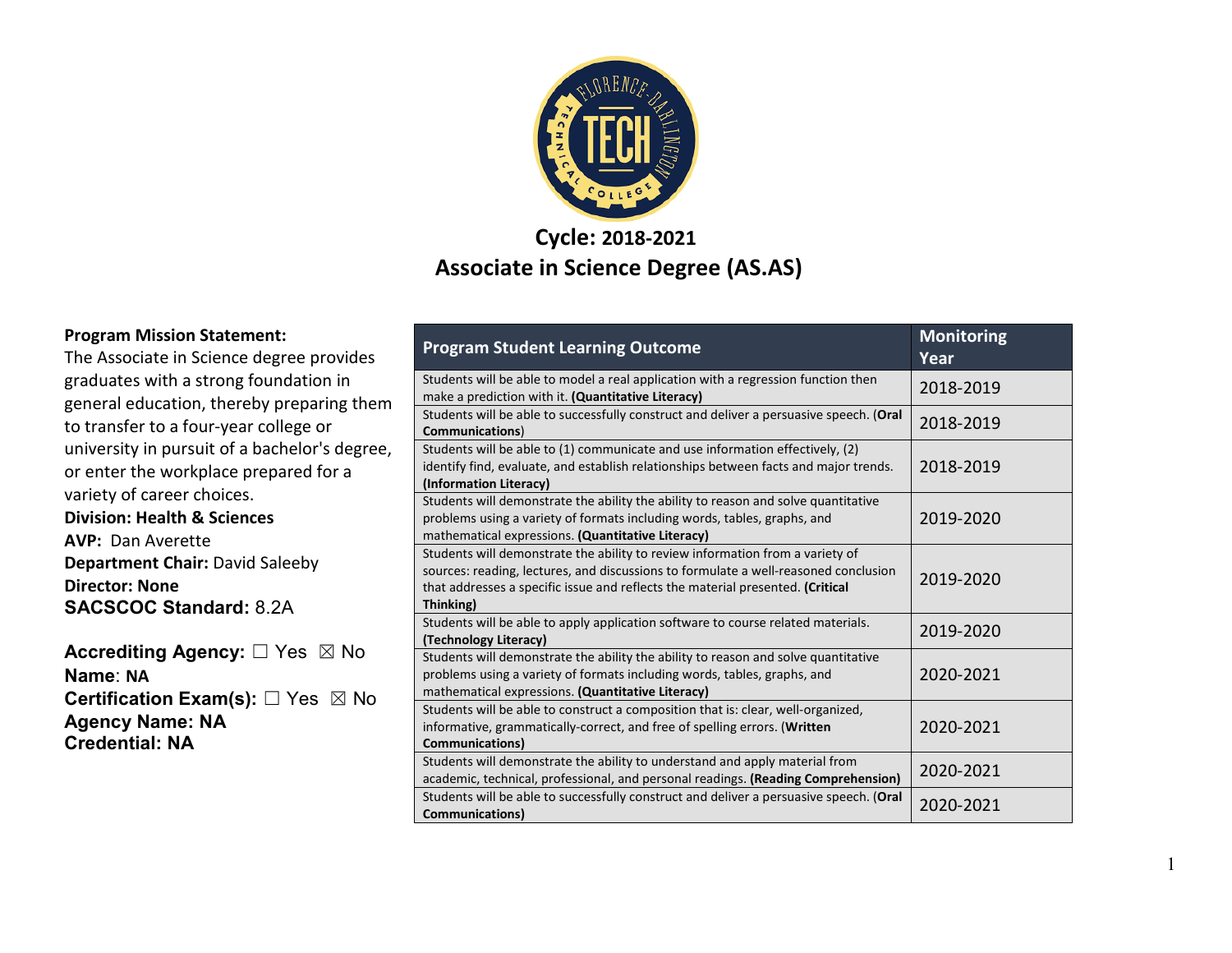# Cycle: 2018-2021

# Associate in Science Degree (AS.AS)

**Program Mission Statement:**
The Associate in Science degree provides graduates with a strong foundation in general education, thereby preparing them to transfer to a four-year college or university in pursuit of a bachelor's degree, or enter the workplace prepared for a variety of career choices.

**Division: Health & Sciences**
**AVP:** Dan Averette
**Department Chair:** David Saleeby
**Director: None**
**SACSCOC Standard:** 8.2A

**Accrediting Agency:** ☐ Yes ☒ No
**Name**: **NA**
**Certification Exam(s):** ☐ Yes ☒ No
**Agency Name: NA**
**Credential: NA**

| Program Student Learning Outcome | Monitoring Year |
| --- | --- |
| Students will be able to model a real application with a regression function then make a prediction with it. **(Quantitative Literacy)** | 2018-2019 |
| Students will be able to successfully construct and deliver a persuasive speech. (**Oral Communications**) | 2018-2019 |
| Students will be able to (1) communicate and use information effectively, (2) identify find, evaluate, and establish relationships between facts and major trends. **(Information Literacy)** | 2018-2019 |
| Students will demonstrate the ability the ability to reason and solve quantitative problems using a variety of formats including words, tables, graphs, and mathematical expressions. **(Quantitative Literacy)** | 2019-2020 |
| Students will demonstrate the ability to review information from a variety of sources: reading, lectures, and discussions to formulate a well-reasoned conclusion that addresses a specific issue and reflects the material presented. **(Critical Thinking)** | 2019-2020 |
| Students will be able to apply application software to course related materials. **(Technology Literacy)** | 2019-2020 |
| Students will demonstrate the ability the ability to reason and solve quantitative problems using a variety of formats including words, tables, graphs, and mathematical expressions. **(Quantitative Literacy)** | 2020-2021 |
| Students will be able to construct a composition that is: clear, well-organized, informative, grammatically-correct, and free of spelling errors. (**Written Communications)** | 2020-2021 |
| Students will demonstrate the ability to understand and apply material from academic, technical, professional, and personal readings. **(Reading Comprehension)** | 2020-2021 |
| Students will be able to successfully construct and deliver a persuasive speech. (**Oral Communications)** | 2020-2021 |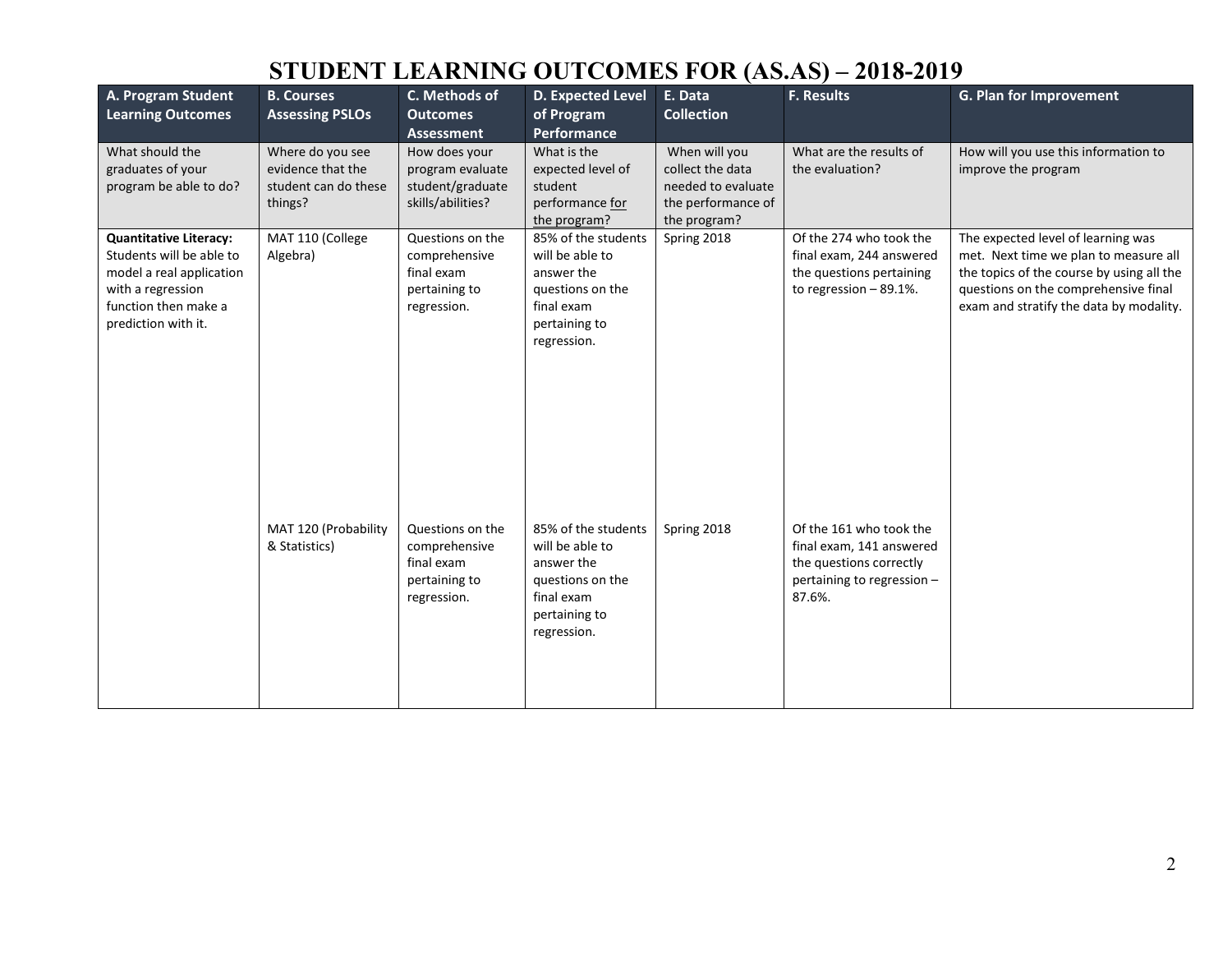# STUDENT LEARNING OUTCOMES FOR (AS.AS) – 2018-2019

| A. Program Student Learning Outcomes | B. Courses Assessing PSLOs | C. Methods of Outcomes Assessment | D. Expected Level of Program Performance | E. Data Collection | F. Results | G. Plan for Improvement |
|---|---|---|---|---|---|---|
| What should the graduates of your program be able to do? | Where do you see evidence that the student can do these things? | How does your program evaluate student/graduate skills/abilities? | What is the expected level of student performance for the program? | When will you collect the data needed to evaluate the performance of the program? | What are the results of the evaluation? | How will you use this information to improve the program |
| **Quantitative Literacy:** Students will be able to model a real application with a regression function then make a prediction with it. | MAT 110 (College Algebra) | Questions on the comprehensive final exam pertaining to regression. | 85% of the students will be able to answer the questions on the final exam pertaining to regression. | Spring 2018 | Of the 274 who took the final exam, 244 answered the questions pertaining to regression – 89.1%. | The expected level of learning was met. Next time we plan to measure all the topics of the course by using all the questions on the comprehensive final exam and stratify the data by modality. |
| | MAT 120 (Probability & Statistics) | Questions on the comprehensive final exam pertaining to regression. | 85% of the students will be able to answer the questions on the final exam pertaining to regression. | Spring 2018 | Of the 161 who took the final exam, 141 answered the questions correctly pertaining to regression – 87.6%. | |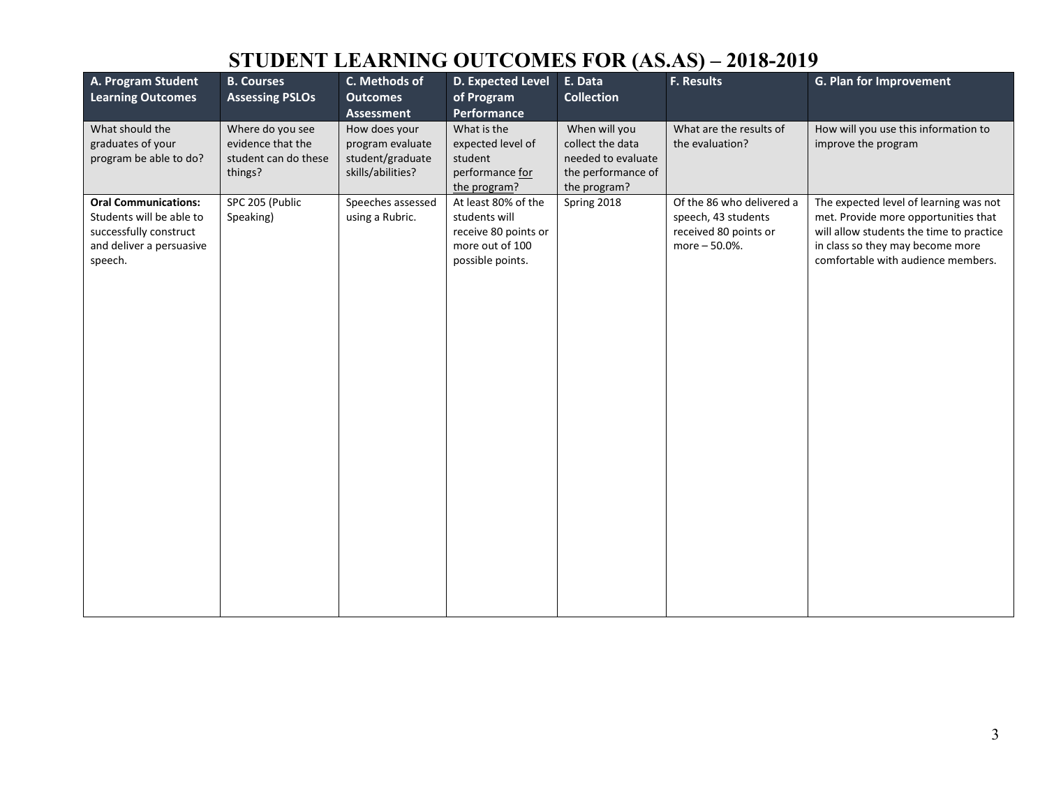# STUDENT LEARNING OUTCOMES FOR (AS.AS) – 2018-2019

| A. Program Student Learning Outcomes | B. Courses Assessing PSLOs | C. Methods of Outcomes Assessment | D. Expected Level of Program Performance | E. Data Collection | F. Results | G. Plan for Improvement |
|---|---|---|---|---|---|---|
| What should the graduates of your program be able to do? | Where do you see evidence that the student can do these things? | How does your program evaluate student/graduate skills/abilities? | What is the expected level of student performance for the program? | When will you collect the data needed to evaluate the performance of the program? | What are the results of the evaluation? | How will you use this information to improve the program |
| **Oral Communications:** Students will be able to successfully construct and deliver a persuasive speech. | SPC 205 (Public Speaking) | Speeches assessed using a Rubric. | At least 80% of the students will receive 80 points or more out of 100 possible points. | Spring 2018 | Of the 86 who delivered a speech, 43 students received 80 points or more – 50.0%. | The expected level of learning was not met. Provide more opportunities that will allow students the time to practice in class so they may become more comfortable with audience members. |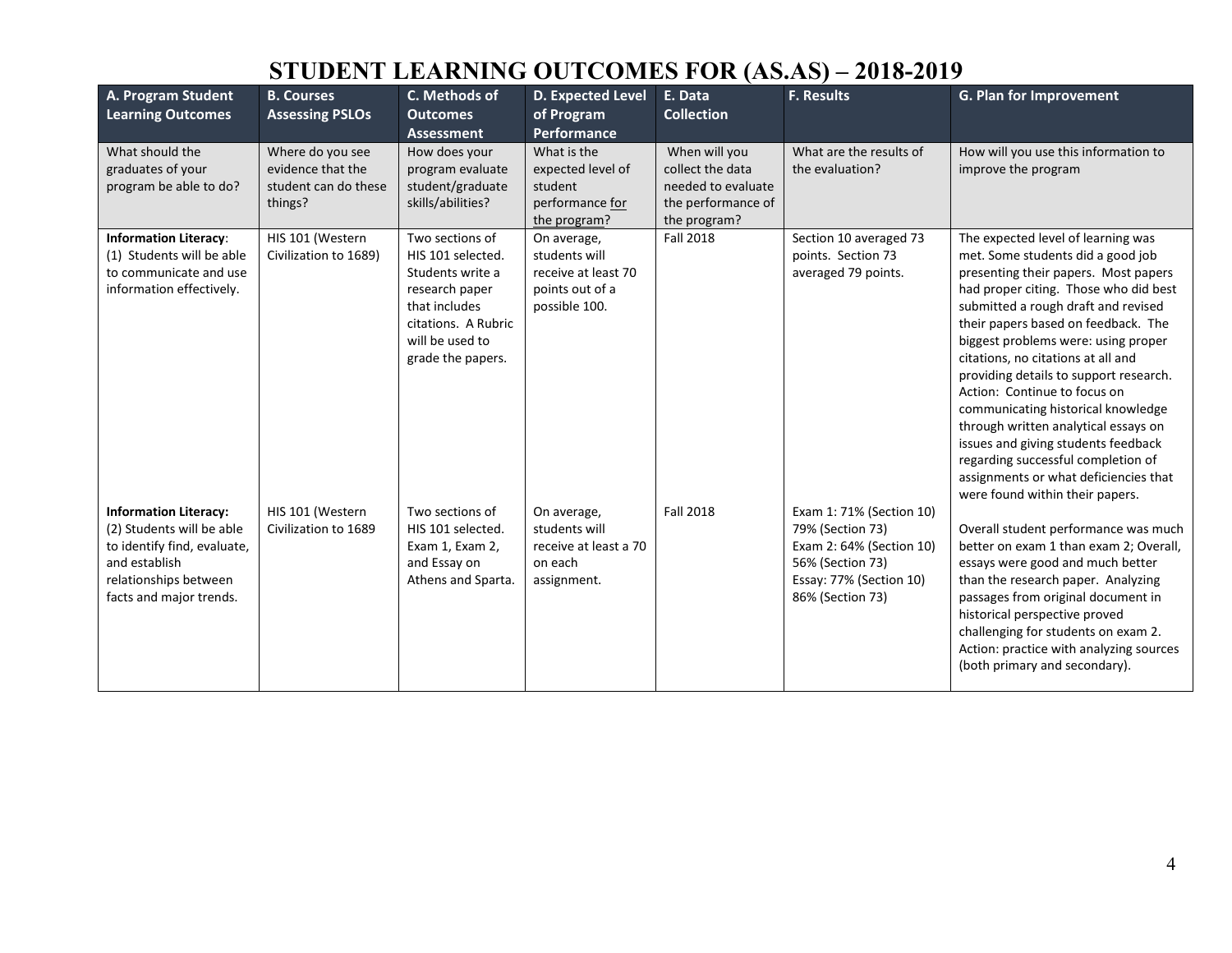# STUDENT LEARNING OUTCOMES FOR (AS.AS) – 2018-2019

| A. Program Student Learning Outcomes | B. Courses Assessing PSLOs | C. Methods of Outcomes Assessment | D. Expected Level of Program Performance | E. Data Collection | F. Results | G. Plan for Improvement |
|---|---|---|---|---|---|---|
| What should the graduates of your program be able to do? | Where do you see evidence that the student can do these things? | How does your program evaluate student/graduate skills/abilities? | What is the expected level of student performance for the program? | When will you collect the data needed to evaluate the performance of the program? | What are the results of the evaluation? | How will you use this information to improve the program |
| **Information Literacy**: (1) Students will be able to communicate and use information effectively. | HIS 101 (Western Civilization to 1689) | Two sections of HIS 101 selected. Students write a research paper that includes citations. A Rubric will be used to grade the papers. | On average, students will receive at least 70 points out of a possible 100. | Fall 2018 | Section 10 averaged 73 points. Section 73 averaged 79 points. | The expected level of learning was met. Some students did a good job presenting their papers. Most papers had proper citing. Those who did best submitted a rough draft and revised their papers based on feedback. The biggest problems were: using proper citations, no citations at all and providing details to support research. Action: Continue to focus on communicating historical knowledge through written analytical essays on issues and giving students feedback regarding successful completion of assignments or what deficiencies that were found within their papers. |
| **Information Literacy:** (2) Students will be able to identify, find, evaluate, and establish relationships between facts and major trends. | HIS 101 (Western Civilization to 1689 | Two sections of HIS 101 selected. Exam 1, Exam 2, and Essay on Athens and Sparta. | On average, students will receive at least a 70 on each assignment. | Fall 2018 | Exam 1: 71% (Section 10) 79% (Section 73) Exam 2: 64% (Section 10) 56% (Section 73) Essay: 77% (Section 10) 86% (Section 73) | Overall student performance was much better on exam 1 than exam 2; Overall, essays were good and much better than the research paper. Analyzing passages from original document in historical perspective proved challenging for students on exam 2. Action: practice with analyzing sources (both primary and secondary). |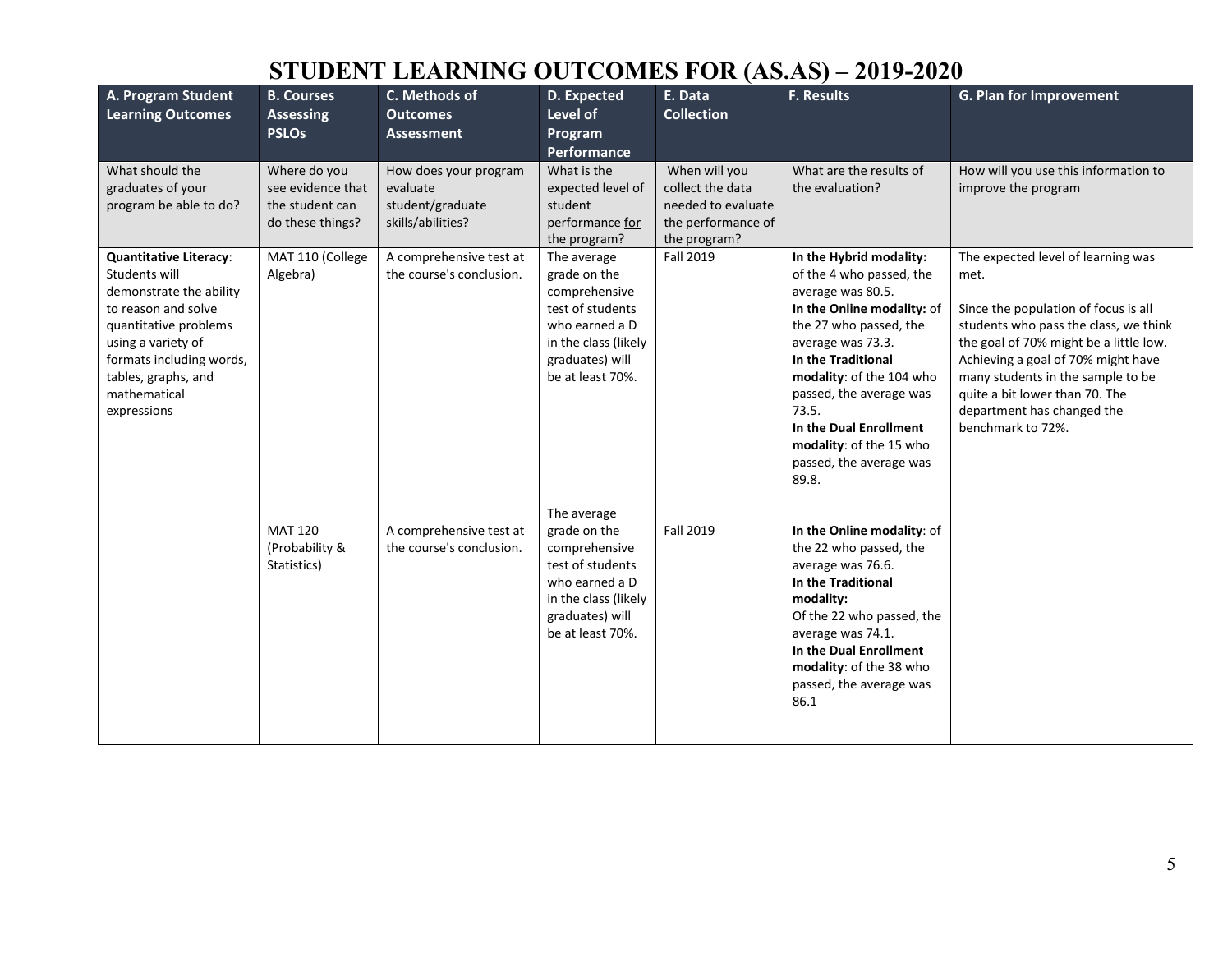# STUDENT LEARNING OUTCOMES FOR (AS.AS) – 2019-2020

| A. Program Student Learning Outcomes | B. Courses Assessing PSLOs | C. Methods of Outcomes Assessment | D. Expected Level of Program Performance | E. Data Collection | F. Results | G. Plan for Improvement |
|---|---|---|---|---|---|---|
| What should the graduates of your program be able to do? | Where do you see evidence that the student can do these things? | How does your program evaluate student/graduate skills/abilities? | What is the expected level of student performance for the program? | When will you collect the data needed to evaluate the performance of the program? | What are the results of the evaluation? | How will you use this information to improve the program |
| **Quantitative Literacy**: Students will demonstrate the ability to reason and solve quantitative problems using a variety of formats including words, tables, graphs, and mathematical expressions | MAT 110 (College Algebra) | A comprehensive test at the course's conclusion. | The average grade on the comprehensive test of students who earned a D in the class (likely graduates) will be at least 70%. | Fall 2019 | **In the Hybrid modality:** of the 4 who passed, the average was 80.5. **In the Online modality:** of the 27 who passed, the average was 73.3. **In the Traditional modality**: of the 104 who passed, the average was 73.5. **In the Dual Enrollment modality**: of the 15 who passed, the average was 89.8. | The expected level of learning was met. Since the population of focus is all students who pass the class, we think the goal of 70% might be a little low. Achieving a goal of 70% might have many students in the sample to be quite a bit lower than 70. The department has changed the benchmark to 72%. |
| | MAT 120 (Probability & Statistics) | A comprehensive test at the course's conclusion. | The average grade on the comprehensive test of students who earned a D in the class (likely graduates) will be at least 70%. | Fall 2019 | **In the Online modality**: of the 22 who passed, the average was 76.6. **In the Traditional modality:** Of the 22 who passed, the average was 74.1. **In the Dual Enrollment modality**: of the 38 who passed, the average was 86.1 | |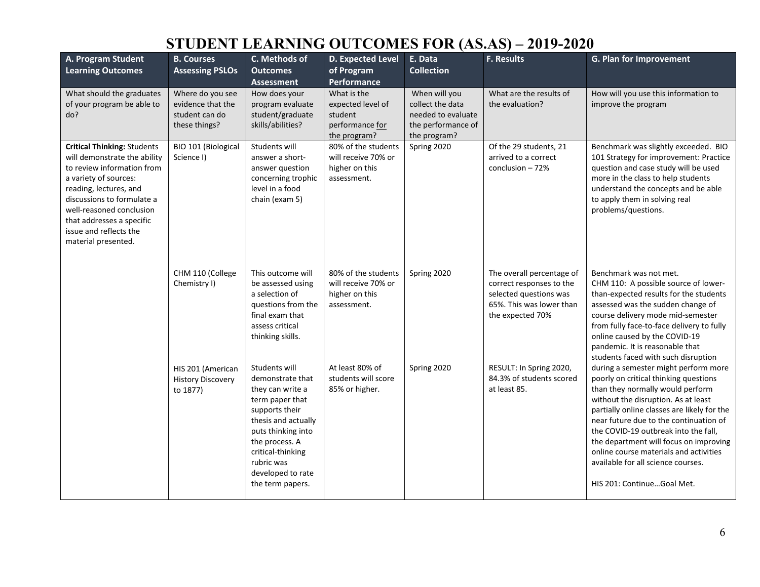# STUDENT LEARNING OUTCOMES FOR (AS.AS) – 2019-2020

| A. Program Student Learning Outcomes | B. Courses Assessing PSLOs | C. Methods of Outcomes Assessment | D. Expected Level of Program Performance | E. Data Collection | F. Results | G. Plan for Improvement |
|---|---|---|---|---|---|---|
| What should the graduates of your program be able to do? | Where do you see evidence that the student can do these things? | How does your program evaluate student/graduate skills/abilities? | What is the expected level of student performance for the program? | When will you collect the data needed to evaluate the performance of the program? | What are the results of the evaluation? | How will you use this information to improve the program |
| **Critical Thinking:** Students will demonstrate the ability to review information from a variety of sources: reading, lectures, and discussions to formulate a well-reasoned conclusion that addresses a specific issue and reflects the material presented. | BIO 101 (Biological Science I) | Students will answer a short-answer question concerning trophic level in a food chain (exam 5) | 80% of the students will receive 70% or higher on this assessment. | Spring 2020 | Of the 29 students, 21 arrived to a correct conclusion – 72% | Benchmark was slightly exceeded. BIO 101 Strategy for improvement: Practice question and case study will be used more in the class to help students understand the concepts and be able to apply them in solving real problems/questions. |
| | CHM 110 (College Chemistry I) | This outcome will be assessed using a selection of questions from the final exam that assess critical thinking skills. | 80% of the students will receive 70% or higher on this assessment. | Spring 2020 | The overall percentage of correct responses to the selected questions was 65%. This was lower than the expected 70% | Benchmark was not met.<br>CHM 110: A possible source of lower-than-expected results for the students assessed was the sudden change of course delivery mode mid-semester from fully face-to-face delivery to fully online caused by the COVID-19 pandemic. It is reasonable that students faced with such disruption during a semester might perform more poorly on critical thinking questions than they normally would perform without the disruption. As at least partially online classes are likely for the near future due to the continuation of the COVID-19 outbreak into the fall, the department will focus on improving online course materials and activities available for all science courses. |
| | HIS 201 (American History Discovery to 1877) | Students will demonstrate that they can write a term paper that supports their thesis and actually puts thinking into the process. A critical-thinking rubric was developed to rate the term papers. | At least 80% of students will score 85% or higher. | Spring 2020 | RESULT: In Spring 2020, 84.3% of students scored at least 85. | HIS 201: Continue…Goal Met. |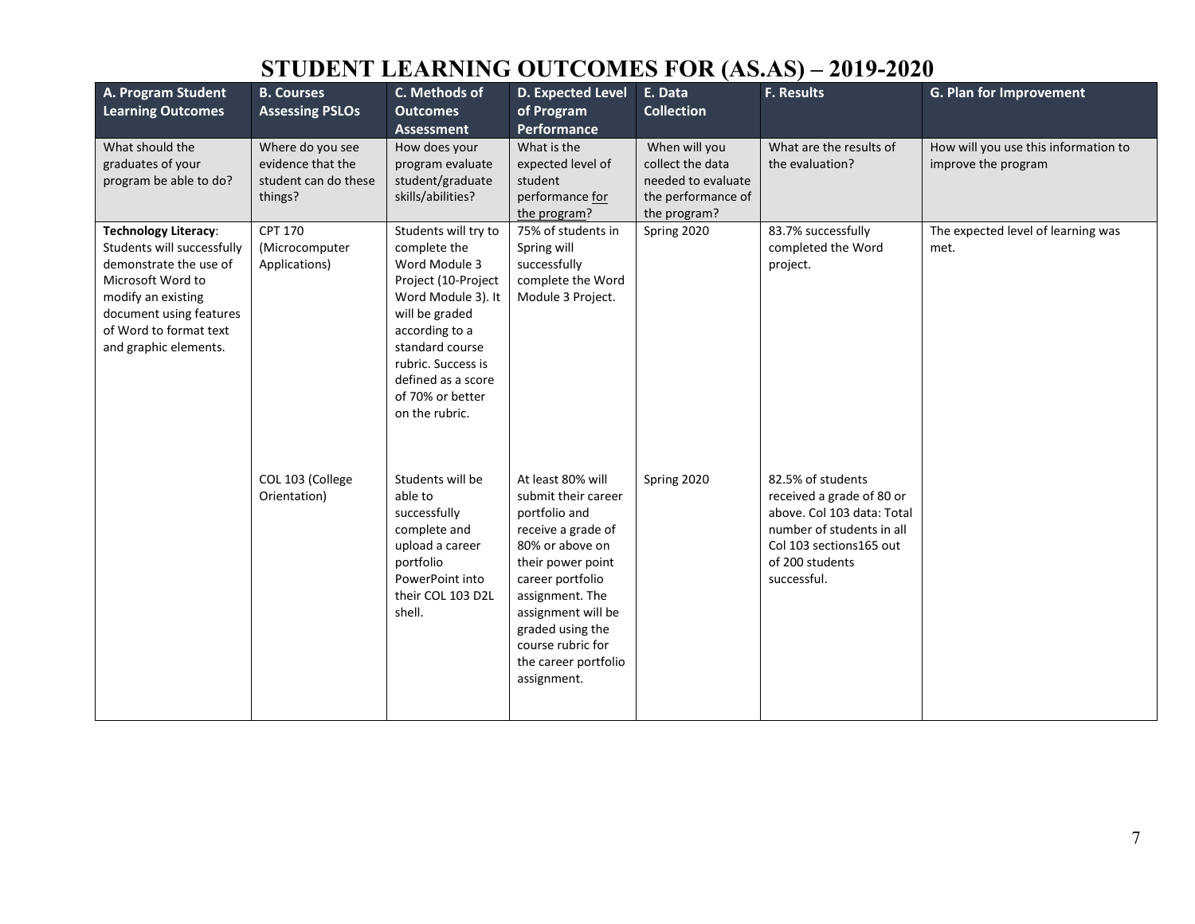# STUDENT LEARNING OUTCOMES FOR (AS.AS) – 2019-2020

| A. Program Student Learning Outcomes | B. Courses Assessing PSLOs | C. Methods of Outcomes Assessment | D. Expected Level of Program Performance | E. Data Collection | F. Results | G. Plan for Improvement |
|---|---|---|---|---|---|---|
| What should the graduates of your program be able to do? | Where do you see evidence that the student can do these things? | How does your program evaluate student/graduate skills/abilities? | What is the expected level of student performance for the program? | When will you collect the data needed to evaluate the performance of the program? | What are the results of the evaluation? | How will you use this information to improve the program |
| **Technology Literacy**: Students will successfully demonstrate the use of Microsoft Word to modify an existing document using features of Word to format text and graphic elements. | CPT 170 (Microcomputer Applications) | Students will try to complete the Word Module 3 Project (10-Project Word Module 3). It will be graded according to a standard course rubric. Success is defined as a score of 70% or better on the rubric. | 75% of students in Spring will successfully complete the Word Module 3 Project. | Spring 2020 | 83.7% successfully completed the Word project. | The expected level of learning was met. |
| | COL 103 (College Orientation) | Students will be able to successfully complete and upload a career portfolio PowerPoint into their COL 103 D2L shell. | At least 80% will submit their career portfolio and receive a grade of 80% or above on their power point career portfolio assignment. The assignment will be graded using the course rubric for the career portfolio assignment. | Spring 2020 | 82.5% of students received a grade of 80 or above. Col 103 data: Total number of students in all Col 103 sections165 out of 200 students successful. | |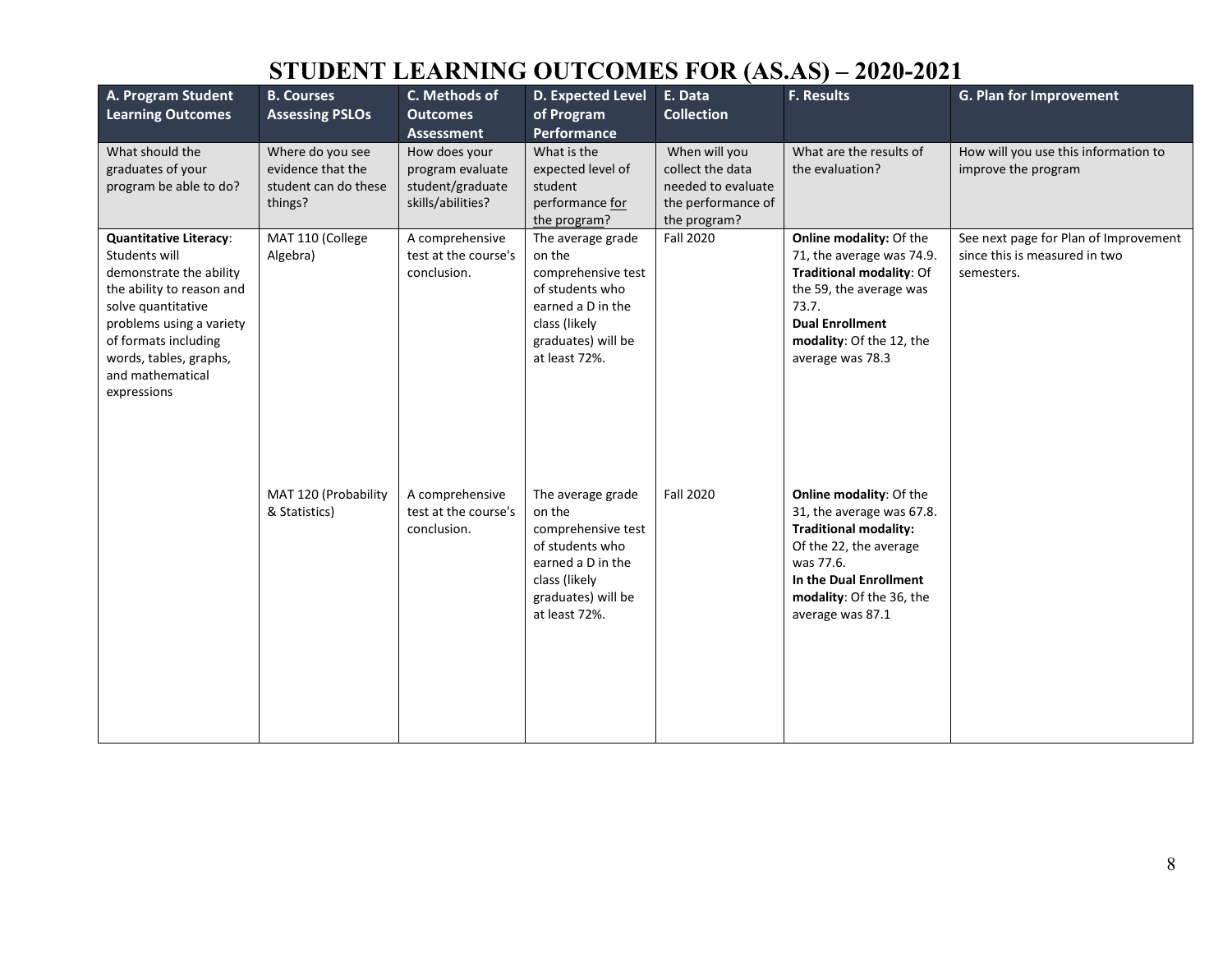# STUDENT LEARNING OUTCOMES FOR (AS.AS) – 2020-2021

| A. Program Student Learning Outcomes | B. Courses Assessing PSLOs | C. Methods of Outcomes Assessment | D. Expected Level of Program Performance | E. Data Collection | F. Results | G. Plan for Improvement |
|---|---|---|---|---|---|---|
| What should the graduates of your program be able to do? | Where do you see evidence that the student can do these things? | How does your program evaluate student/graduate skills/abilities? | What is the expected level of student performance for the program? | When will you collect the data needed to evaluate the performance of the program? | What are the results of the evaluation? | How will you use this information to improve the program |
| **Quantitative Literacy**: Students will demonstrate the ability the ability to reason and solve quantitative problems using a variety of formats including words, tables, graphs, and mathematical expressions | MAT 110 (College Algebra) | A comprehensive test at the course's conclusion. | The average grade on the comprehensive test of students who earned a D in the class (likely graduates) will be at least 72%. | Fall 2020 | **Online modality:** Of the 71, the average was 74.9. **Traditional modality**: Of the 59, the average was 73.7. **Dual Enrollment modality**: Of the 12, the average was 78.3 | See next page for Plan of Improvement since this is measured in two semesters. |
| | MAT 120 (Probability & Statistics) | A comprehensive test at the course's conclusion. | The average grade on the comprehensive test of students who earned a D in the class (likely graduates) will be at least 72%. | Fall 2020 | **Online modality**: Of the 31, the average was 67.8. **Traditional modality:** Of the 22, the average was 77.6. **In the Dual Enrollment modality**: Of the 36, the average was 87.1 | |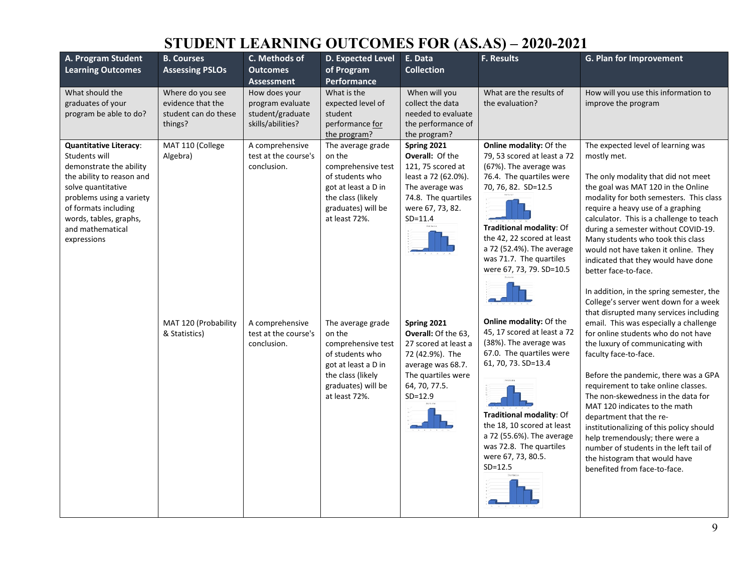# STUDENT LEARNING OUTCOMES FOR (AS.AS) – 2020-2021

| A. Program Student Learning Outcomes | B. Courses Assessing PSLOs | C. Methods of Outcomes Assessment | D. Expected Level of Program Performance | E. Data Collection | F. Results | G. Plan for Improvement |
|---|---|---|---|---|---|---|
| What should the graduates of your program be able to do? | Where do you see evidence that the student can do these things? | How does your program evaluate student/graduate skills/abilities? | What is the expected level of student performance for the program? | When will you collect the data needed to evaluate the performance of the program? | What are the results of the evaluation? | How will you use this information to improve the program |
| **Quantitative Literacy**: Students will demonstrate the ability the ability to reason and solve quantitative problems using a variety of formats including words, tables, graphs, and mathematical expressions | MAT 110 (College Algebra) | A comprehensive test at the course's conclusion. | The average grade on the comprehensive test of students who got at least a D in the class (likely graduates) will be at least 72%. | **Spring 2021** **Overall:** Of the 121, 75 scored at least a 72 (62.0%). The average was 74.8. The quartiles were 67, 73, 82. SD=11.4 | **Online modality:** Of the 79, 53 scored at least a 72 (67%). The average was 76.4. The quartiles were 70, 76, 82. SD=12.5 **Traditional modality**: Of the 42, 22 scored at least a 72 (52.4%). The average was 71.7. The quartiles were 67, 73, 79. SD=10.5 | The expected level of learning was mostly met. The only modality that did not meet the goal was MAT 120 in the Online modality for both semesters. This class require a heavy use of a graphing calculator. This is a challenge to teach during a semester without COVID-19. Many students who took this class would not have taken it online. They indicated that they would have done better face-to-face. In addition, in the spring semester, the College's server went down for a week that disrupted many services including email. This was especially a challenge for online students who do not have the luxury of communicating with faculty face-to-face. Before the pandemic, there was a GPA requirement to take online classes. The non-skewedness in the data for MAT 120 indicates to the math department that the re-institutionalizing of this policy should help tremendously; there were a number of students in the left tail of the histogram that would have benefited from face-to-face. |
| | MAT 120 (Probability & Statistics) | A comprehensive test at the course's conclusion. | The average grade on the comprehensive test of students who got at least a D in the class (likely graduates) will be at least 72%. | **Spring 2021** **Overall:** Of the 63, 27 scored at least a 72 (42.9%). The average was 68.7. The quartiles were 64, 70, 77.5. SD=12.9 | **Online modality:** Of the 45, 17 scored at least a 72 (38%). The average was 67.0. The quartiles were 61, 70, 73. SD=13.4 **Traditional modality**: Of the 18, 10 scored at least a 72 (55.6%). The average was 72.8. The quartiles were 67, 73, 80.5. SD=12.5 | |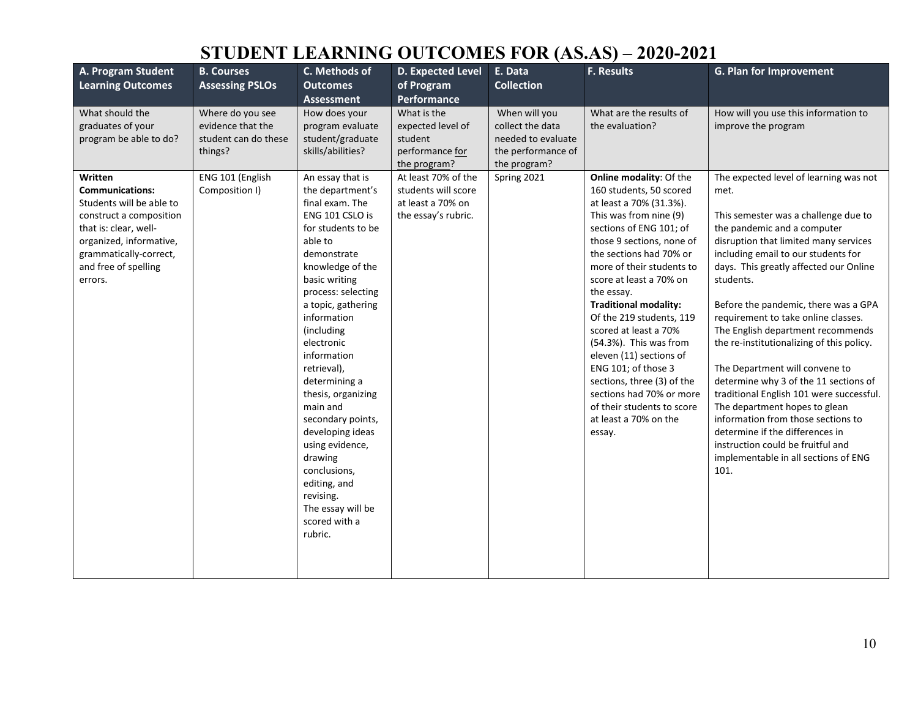# STUDENT LEARNING OUTCOMES FOR (AS.AS) – 2020-2021

| A. Program Student Learning Outcomes | B. Courses Assessing PSLOs | C. Methods of Outcomes Assessment | D. Expected Level of Program Performance | E. Data Collection | F. Results | G. Plan for Improvement |
|---|---|---|---|---|---|---|
| What should the graduates of your program be able to do? | Where do you see evidence that the student can do these things? | How does your program evaluate student/graduate skills/abilities? | What is the expected level of student performance for the program? | When will you collect the data needed to evaluate the performance of the program? | What are the results of the evaluation? | How will you use this information to improve the program |
| **Written Communications:** Students will be able to construct a composition that is: clear, well-organized, informative, grammatically-correct, and free of spelling errors. | ENG 101 (English Composition I) | An essay that is the department's final exam. The ENG 101 CSLO is for students to be able to demonstrate knowledge of the basic writing process: selecting a topic, gathering information (including electronic information retrieval), determining a thesis, organizing main and secondary points, developing ideas using evidence, drawing conclusions, editing, and revising. The essay will be scored with a rubric. | At least 70% of the students will score at least a 70% on the essay's rubric. | Spring 2021 | **Online modality**: Of the 160 students, 50 scored at least a 70% (31.3%). This was from nine (9) sections of ENG 101; of those 9 sections, none of the sections had 70% or more of their students to score at least a 70% on the essay. **Traditional modality:** Of the 219 students, 119 scored at least a 70% (54.3%). This was from eleven (11) sections of ENG 101; of those 3 sections, three (3) of the sections had 70% or more of their students to score at least a 70% on the essay. | The expected level of learning was not met.<br><br>This semester was a challenge due to the pandemic and a computer disruption that limited many services including email to our students for days. This greatly affected our Online students.<br><br>Before the pandemic, there was a GPA requirement to take online classes. The English department recommends the re-institutionalizing of this policy.<br><br>The Department will convene to determine why 3 of the 11 sections of traditional English 101 were successful. The department hopes to glean information from those sections to determine if the differences in instruction could be fruitful and implementable in all sections of ENG 101. |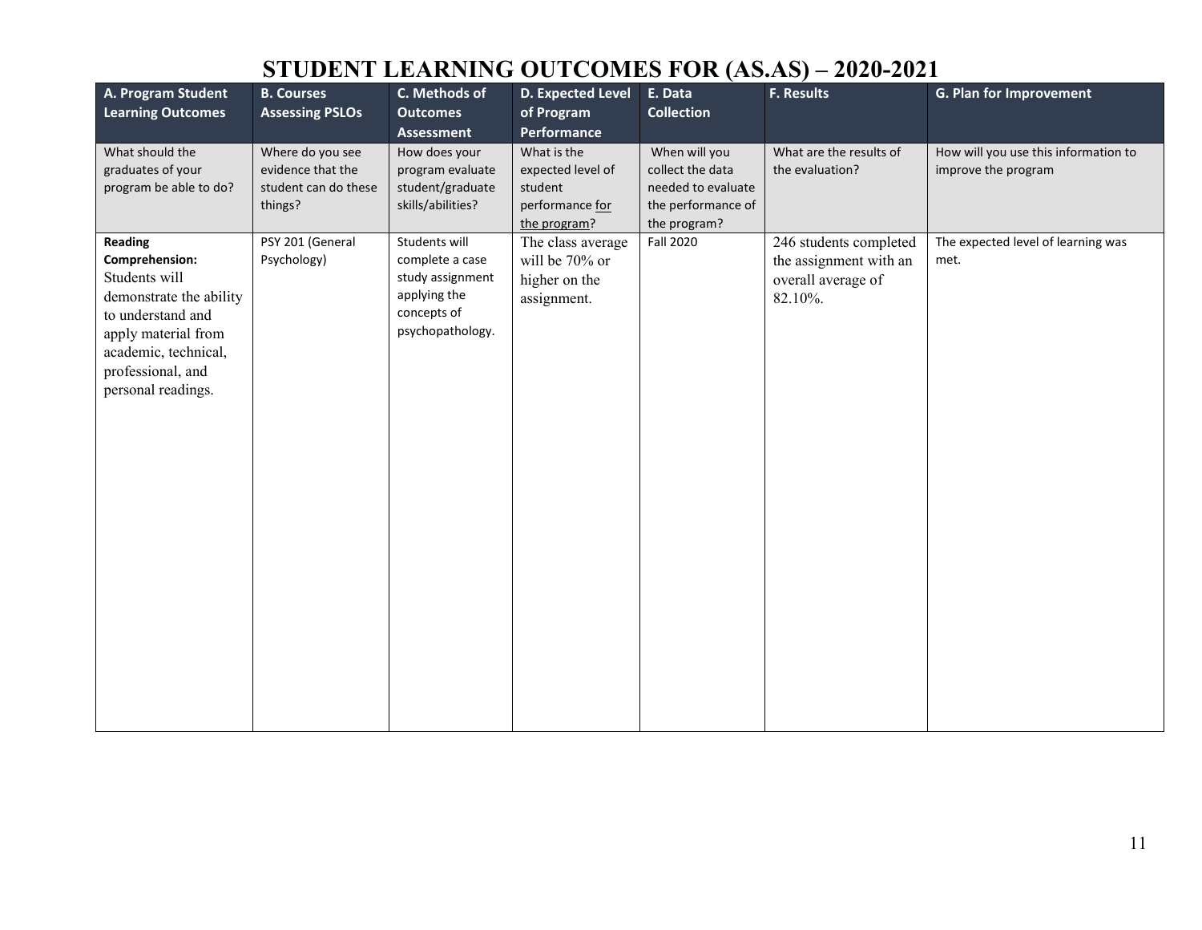# STUDENT LEARNING OUTCOMES FOR (AS.AS) – 2020-2021

| A. Program Student Learning Outcomes | B. Courses Assessing PSLOs | C. Methods of Outcomes Assessment | D. Expected Level of Program Performance | E. Data Collection | F. Results | G. Plan for Improvement |
|---|---|---|---|---|---|---|
| What should the graduates of your program be able to do? | Where do you see evidence that the student can do these things? | How does your program evaluate student/graduate skills/abilities? | What is the expected level of student performance for the program? | When will you collect the data needed to evaluate the performance of the program? | What are the results of the evaluation? | How will you use this information to improve the program |
| **Reading Comprehension:** Students will demonstrate the ability to understand and apply material from academic, technical, professional, and personal readings. | PSY 201 (General Psychology) | Students will complete a case study assignment applying the concepts of psychopathology. | The class average will be 70% or higher on the assignment. | Fall 2020 | 246 students completed the assignment with an overall average of 82.10%. | The expected level of learning was met. |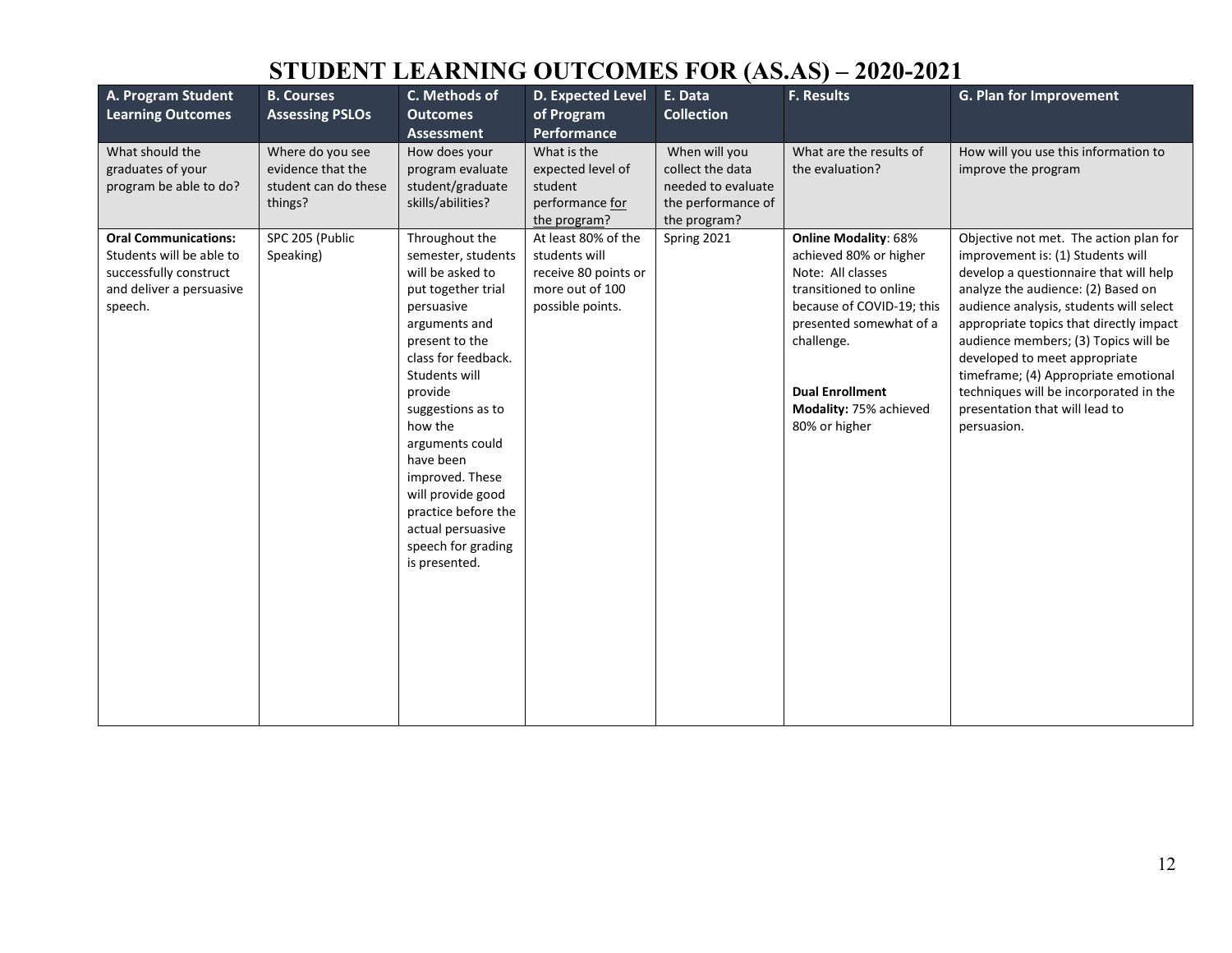# STUDENT LEARNING OUTCOMES FOR (AS.AS) – 2020-2021

| A. Program Student Learning Outcomes | B. Courses Assessing PSLOs | C. Methods of Outcomes Assessment | D. Expected Level of Program Performance | E. Data Collection | F. Results | G. Plan for Improvement |
|---|---|---|---|---|---|---|
| What should the graduates of your program be able to do? | Where do you see evidence that the student can do these things? | How does your program evaluate student/graduate skills/abilities? | What is the expected level of student performance for the program? | When will you collect the data needed to evaluate the performance of the program? | What are the results of the evaluation? | How will you use this information to improve the program |
| **Oral Communications:** Students will be able to successfully construct and deliver a persuasive speech. | SPC 205 (Public Speaking) | Throughout the semester, students will be asked to put together trial persuasive arguments and present to the class for feedback. Students will provide suggestions as to how the arguments could have been improved. These will provide good practice before the actual persuasive speech for grading is presented. | At least 80% of the students will receive 80 points or more out of 100 possible points. | Spring 2021 | **Online Modality**: 68% achieved 80% or higher Note: All classes transitioned to online because of COVID-19; this presented somewhat of a challenge. **Dual Enrollment Modality:** 75% achieved 80% or higher | Objective not met. The action plan for improvement is: (1) Students will develop a questionnaire that will help analyze the audience: (2) Based on audience analysis, students will select appropriate topics that directly impact audience members; (3) Topics will be developed to meet appropriate timeframe; (4) Appropriate emotional techniques will be incorporated in the presentation that will lead to persuasion. |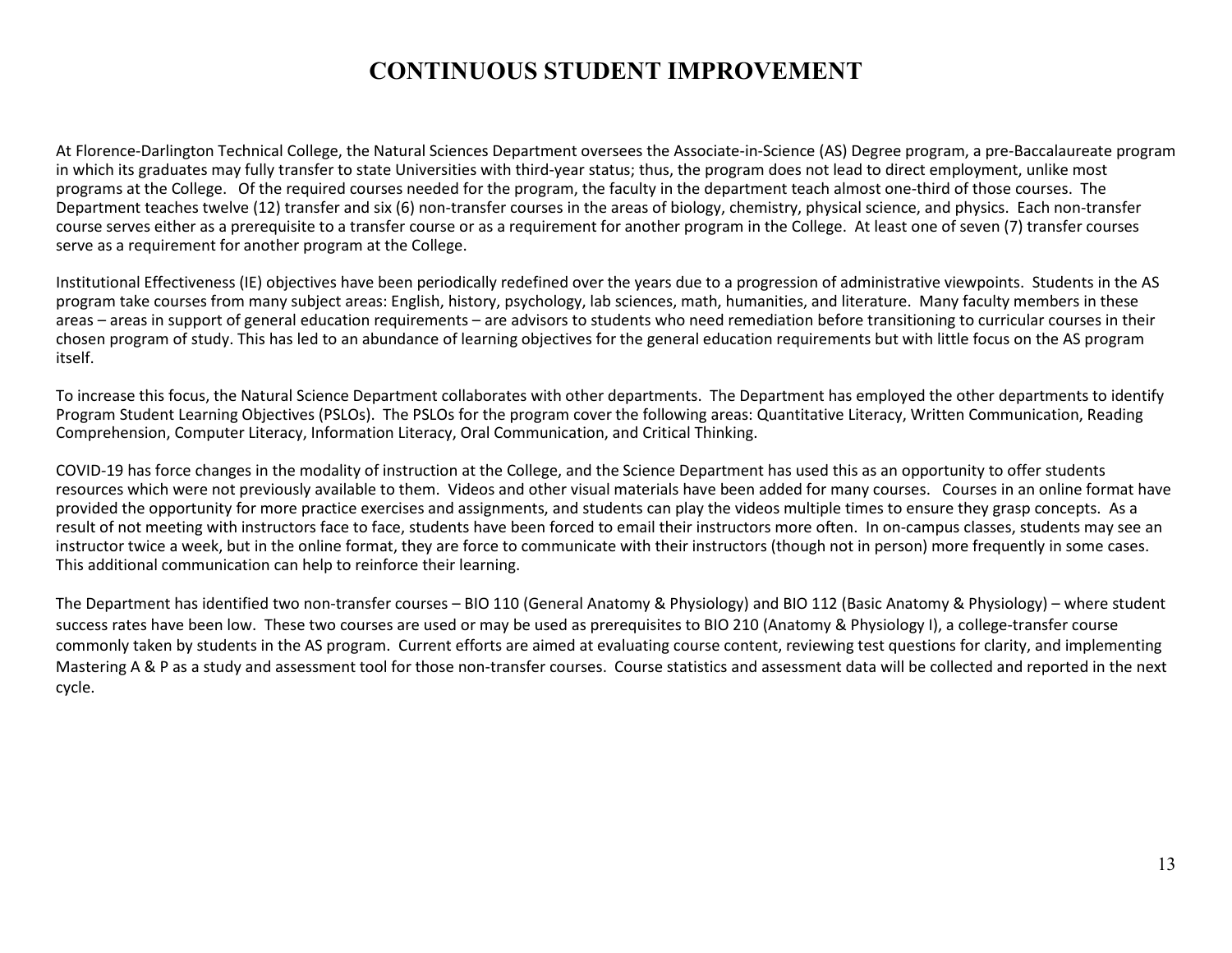# CONTINUOUS STUDENT IMPROVEMENT

At Florence-Darlington Technical College, the Natural Sciences Department oversees the Associate-in-Science (AS) Degree program, a pre-Baccalaureate program in which its graduates may fully transfer to state Universities with third-year status; thus, the program does not lead to direct employment, unlike most programs at the College. Of the required courses needed for the program, the faculty in the department teach almost one-third of those courses. The Department teaches twelve (12) transfer and six (6) non-transfer courses in the areas of biology, chemistry, physical science, and physics. Each non-transfer course serves either as a prerequisite to a transfer course or as a requirement for another program in the College. At least one of seven (7) transfer courses serve as a requirement for another program at the College.

Institutional Effectiveness (IE) objectives have been periodically redefined over the years due to a progression of administrative viewpoints. Students in the AS program take courses from many subject areas: English, history, psychology, lab sciences, math, humanities, and literature. Many faculty members in these areas – areas in support of general education requirements – are advisors to students who need remediation before transitioning to curricular courses in their chosen program of study. This has led to an abundance of learning objectives for the general education requirements but with little focus on the AS program itself.

To increase this focus, the Natural Science Department collaborates with other departments. The Department has employed the other departments to identify Program Student Learning Objectives (PSLOs). The PSLOs for the program cover the following areas: Quantitative Literacy, Written Communication, Reading Comprehension, Computer Literacy, Information Literacy, Oral Communication, and Critical Thinking.

COVID-19 has force changes in the modality of instruction at the College, and the Science Department has used this as an opportunity to offer students resources which were not previously available to them. Videos and other visual materials have been added for many courses. Courses in an online format have provided the opportunity for more practice exercises and assignments, and students can play the videos multiple times to ensure they grasp concepts. As a result of not meeting with instructors face to face, students have been forced to email their instructors more often. In on-campus classes, students may see an instructor twice a week, but in the online format, they are force to communicate with their instructors (though not in person) more frequently in some cases. This additional communication can help to reinforce their learning.

The Department has identified two non-transfer courses – BIO 110 (General Anatomy & Physiology) and BIO 112 (Basic Anatomy & Physiology) – where student success rates have been low. These two courses are used or may be used as prerequisites to BIO 210 (Anatomy & Physiology I), a college-transfer course commonly taken by students in the AS program. Current efforts are aimed at evaluating course content, reviewing test questions for clarity, and implementing Mastering A & P as a study and assessment tool for those non-transfer courses. Course statistics and assessment data will be collected and reported in the next cycle.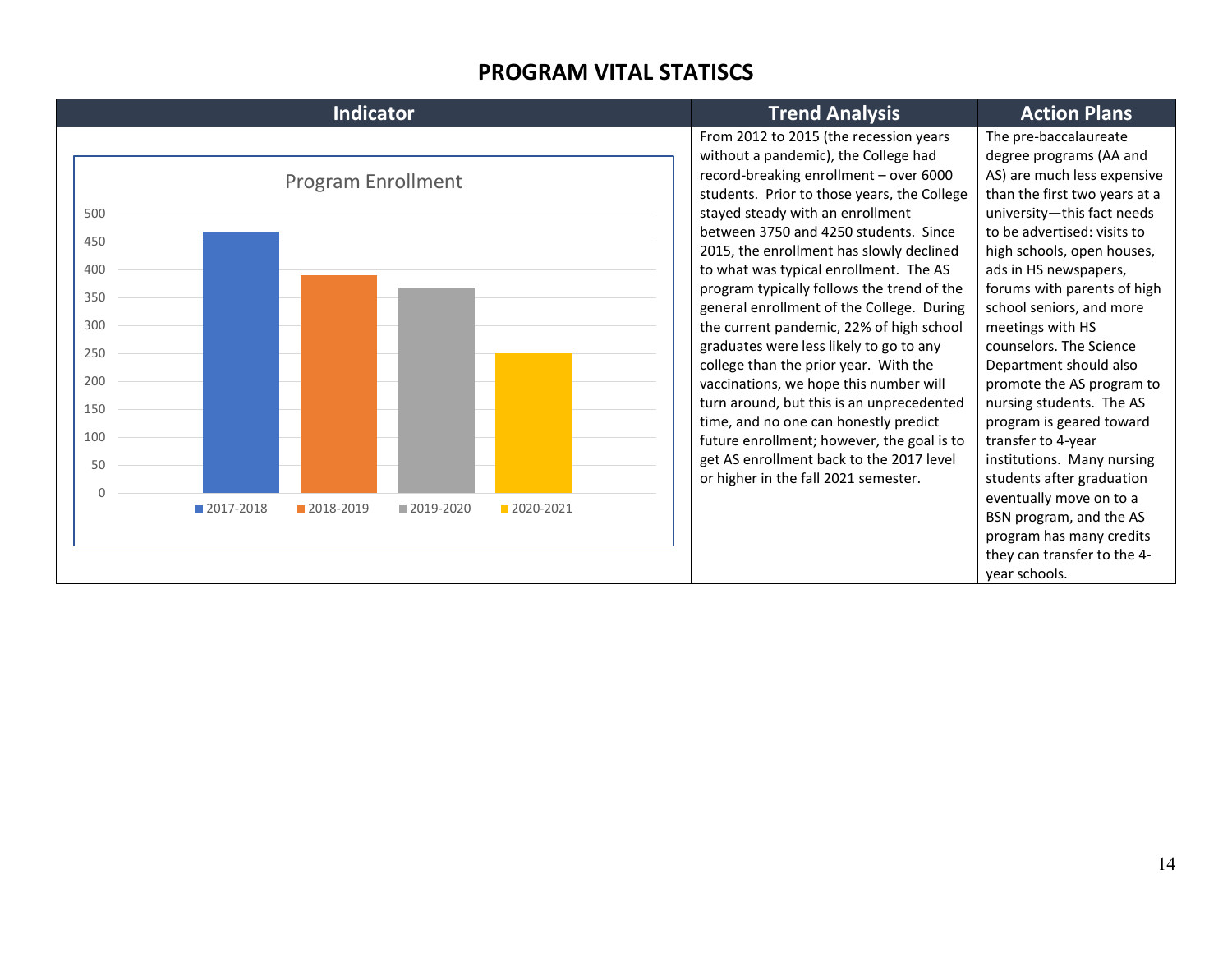# PROGRAM VITAL STATISCS

| Indicator | Trend Analysis | Action Plans |
|---|---|---|
| **Program Enrollment**<br><br>2017-2018: ~465<br>2018-2019: ~390<br>2019-2020: ~365<br>2020-2021: ~250 | From 2012 to 2015 (the recession years without a pandemic), the College had record-breaking enrollment – over 6000 students. Prior to those years, the College stayed steady with an enrollment between 3750 and 4250 students. Since 2015, the enrollment has slowly declined to what was typical enrollment. The AS program typically follows the trend of the general enrollment of the College. During the current pandemic, 22% of high school graduates were less likely to go to any college than the prior year. With the vaccinations, we hope this number will turn around, but this is an unprecedented time, and no one can honestly predict future enrollment; however, the goal is to get AS enrollment back to the 2017 level or higher in the fall 2021 semester. | The pre-baccalaureate degree programs (AA and AS) are much less expensive than the first two years at a university—this fact needs to be advertised: visits to high schools, open houses, ads in HS newspapers, forums with parents of high school seniors, and more meetings with HS counselors. The Science Department should also promote the AS program to nursing students. The AS program is geared toward transfer to 4-year institutions. Many nursing students after graduation eventually move on to a BSN program, and the AS program has many credits they can transfer to the 4-year schools. |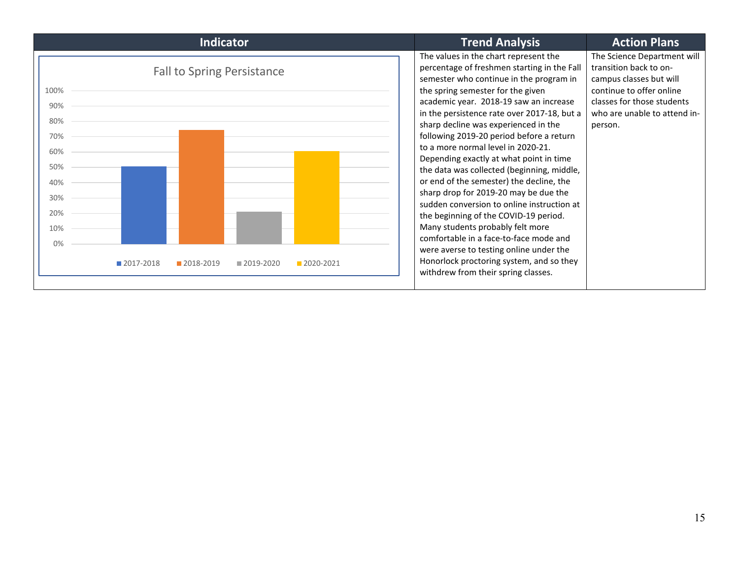| Indicator | Trend Analysis | Action Plans |
|---|---|---|
| Fall to Spring Persistance<br><br>100%<br>90%<br>80%<br>70%<br>60%<br>50%<br>40%<br>30%<br>20%<br>10%<br>0%<br><br>■ 2017-2018 ■ 2018-2019 ■ 2019-2020 ■ 2020-2021 | The values in the chart represent the percentage of freshmen starting in the Fall semester who continue in the program in the spring semester for the given academic year. 2018-19 saw an increase in the persistence rate over 2017-18, but a sharp decline was experienced in the following 2019-20 period before a return to a more normal level in 2020-21. Depending exactly at what point in time the data was collected (beginning, middle, or end of the semester) the decline, the sharp drop for 2019-20 may be due the sudden conversion to online instruction at the beginning of the COVID-19 period. Many students probably felt more comfortable in a face-to-face mode and were averse to testing online under the Honorlock proctoring system, and so they withdrew from their spring classes. | The Science Department will transition back to on-campus classes but will continue to offer online classes for those students who are unable to attend in-person. |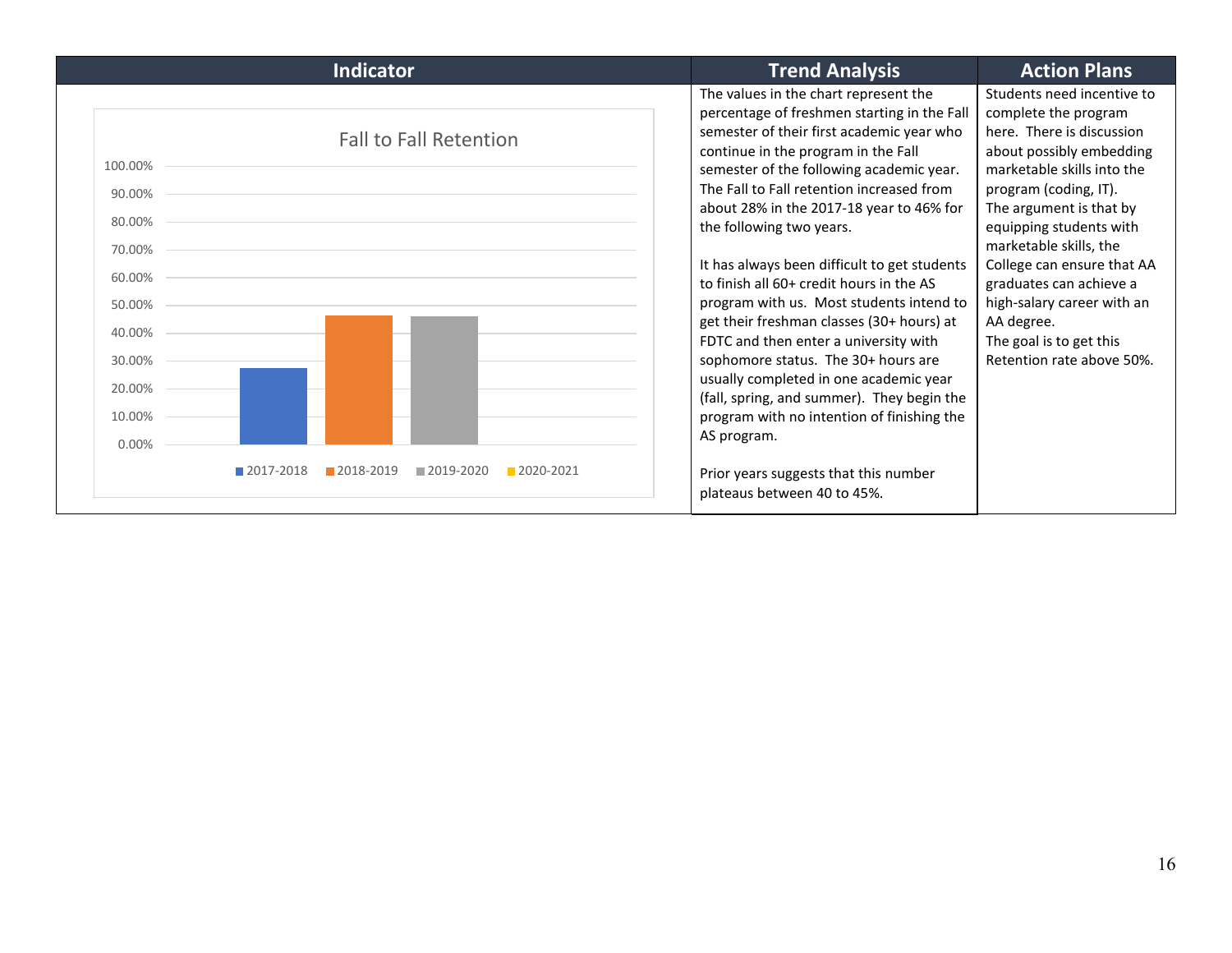| Indicator | Trend Analysis | Action Plans |
|---|---|---|
| Fall to Fall Retention<br><br>100.00%<br>90.00%<br>80.00%<br>70.00%<br>60.00%<br>50.00%<br>40.00%<br>30.00%<br>20.00%<br>10.00%<br>0.00%<br><br>2017-2018 2018-2019 2019-2020 2020-2021 | The values in the chart represent the percentage of freshmen starting in the Fall semester of their first academic year who continue in the program in the Fall semester of the following academic year. The Fall to Fall retention increased from about 28% in the 2017-18 year to 46% for the following two years.<br><br>It has always been difficult to get students to finish all 60+ credit hours in the AS program with us. Most students intend to get their freshman classes (30+ hours) at FDTC and then enter a university with sophomore status. The 30+ hours are usually completed in one academic year (fall, spring, and summer). They begin the program with no intention of finishing the AS program.<br><br>Prior years suggests that this number plateaus between 40 to 45%. | Students need incentive to complete the program here. There is discussion about possibly embedding marketable skills into the program (coding, IT).<br>The argument is that by equipping students with marketable skills, the College can ensure that AA graduates can achieve a high-salary career with an AA degree.<br>The goal is to get this Retention rate above 50%. |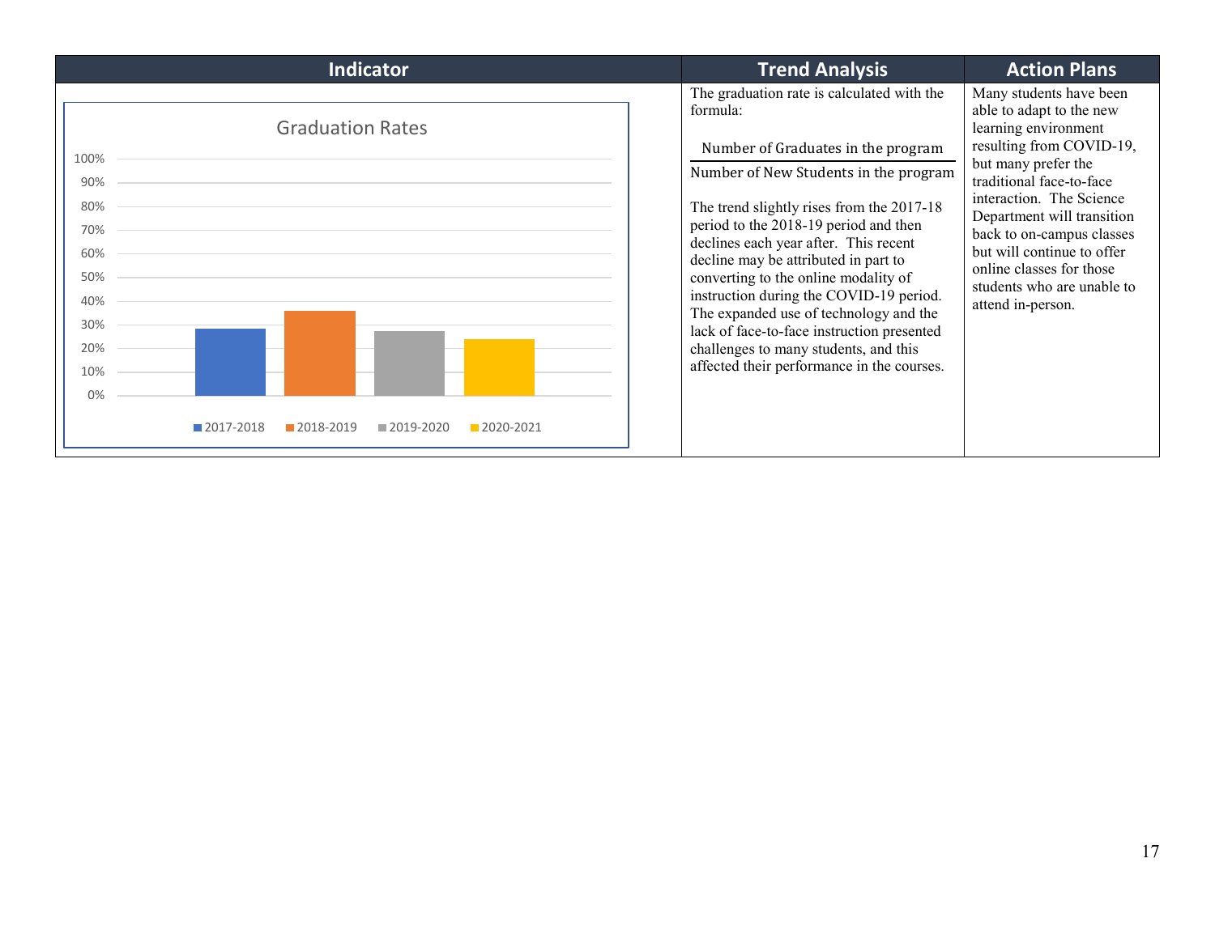| Indicator | Trend Analysis | Action Plans |
| --- | --- | --- |
| Graduation Rates<br>100%<br>90%<br>80%<br>70%<br>60%<br>50%<br>40%<br>30%<br>20%<br>10%<br>0%<br>■ 2017-2018 ■ 2018-2019 ■ 2019-2020 ■ 2020-2021 | The graduation rate is calculated with the formula:<br>$$\frac{\text{Number of Graduates in the program}}{\text{Number of New Students in the program}}$$<br>The trend slightly rises from the 2017-18 period to the 2018-19 period and then declines each year after. This recent decline may be attributed in part to converting to the online modality of instruction during the COVID-19 period. The expanded use of technology and the lack of face-to-face instruction presented challenges to many students, and this affected their performance in the courses. | Many students have been able to adapt to the new learning environment resulting from COVID-19, but many prefer the traditional face-to-face interaction. The Science Department will transition back to on-campus classes but will continue to offer online classes for those students who are unable to attend in-person. |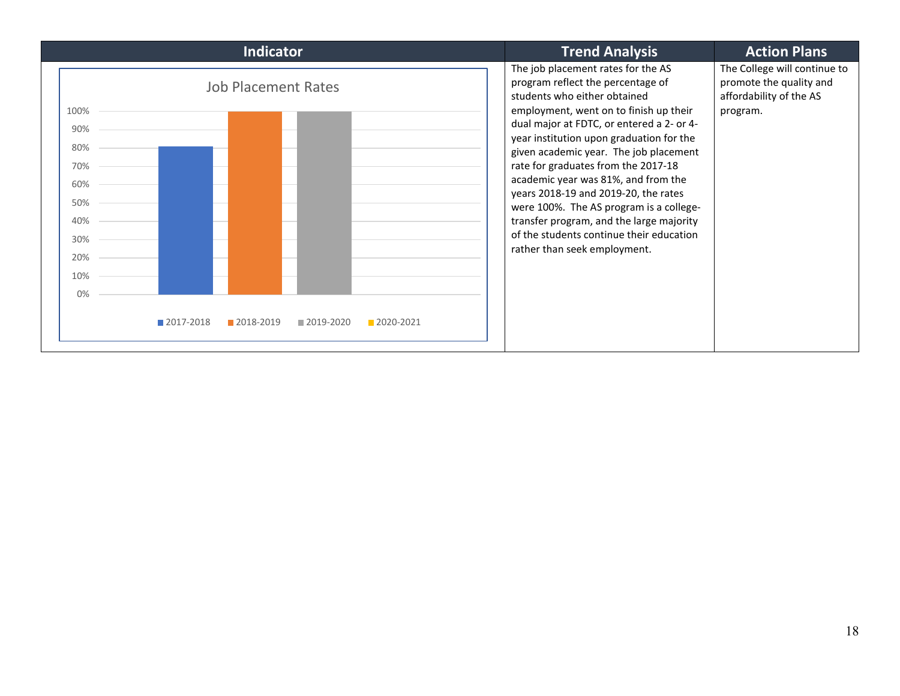| Indicator | Trend Analysis | Action Plans |
|---|---|---|
| Job Placement Rates<br>100%<br>90%<br>80%<br>70%<br>60%<br>50%<br>40%<br>30%<br>20%<br>10%<br>0%<br>2017-2018 2018-2019 2019-2020 2020-2021 | The job placement rates for the AS program reflect the percentage of students who either obtained employment, went on to finish up their dual major at FDTC, or entered a 2- or 4-year institution upon graduation for the given academic year. The job placement rate for graduates from the 2017-18 academic year was 81%, and from the years 2018-19 and 2019-20, the rates were 100%. The AS program is a college-transfer program, and the large majority of the students continue their education rather than seek employment. | The College will continue to promote the quality and affordability of the AS program. |